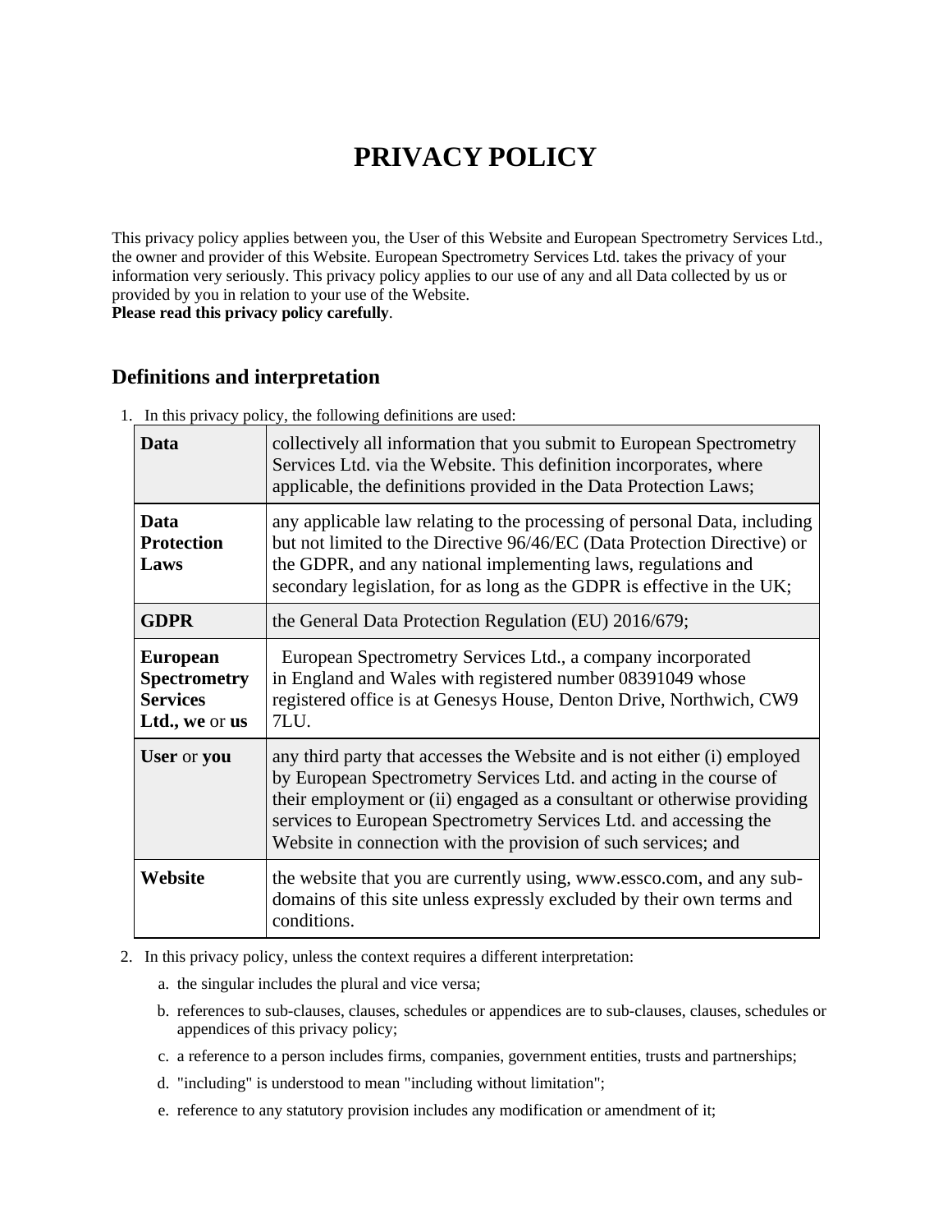# PRIVACY POLICY

This privacy policy applies between you, the User of this Website and European Spectrometry Services Ltd., the owner and provider of this Website. European Spectrometry Services Ltd. takes the privacy of your information very seriously. This privacy policy applies to our use of any and all Data collected by us or provided by you in relation to your use of the Website.
**Please read this privacy policy carefully**.

## Definitions and interpretation

1. In this privacy policy, the following definitions are used:

| | |
|---|---|
| **Data** | collectively all information that you submit to European Spectrometry Services Ltd. via the Website. This definition incorporates, where applicable, the definitions provided in the Data Protection Laws; |
| **Data Protection Laws** | any applicable law relating to the processing of personal Data, including but not limited to the Directive 96/46/EC (Data Protection Directive) or the GDPR, and any national implementing laws, regulations and secondary legislation, for as long as the GDPR is effective in the UK; |
| **GDPR** | the General Data Protection Regulation (EU) 2016/679; |
| **European Spectrometry Services Ltd., we** or **us** | European Spectrometry Services Ltd., a company incorporated in England and Wales with registered number 08391049 whose registered office is at Genesys House, Denton Drive, Northwich, CW9 7LU. |
| **User** or **you** | any third party that accesses the Website and is not either (i) employed by European Spectrometry Services Ltd. and acting in the course of their employment or (ii) engaged as a consultant or otherwise providing services to European Spectrometry Services Ltd. and accessing the Website in connection with the provision of such services; and |
| **Website** | the website that you are currently using, www.essco.com, and any sub-domains of this site unless expressly excluded by their own terms and conditions. |

2. In this privacy policy, unless the context requires a different interpretation:

   a. the singular includes the plural and vice versa;

   b. references to sub-clauses, clauses, schedules or appendices are to sub-clauses, clauses, schedules or appendices of this privacy policy;

   c. a reference to a person includes firms, companies, government entities, trusts and partnerships;

   d. "including" is understood to mean "including without limitation";

   e. reference to any statutory provision includes any modification or amendment of it;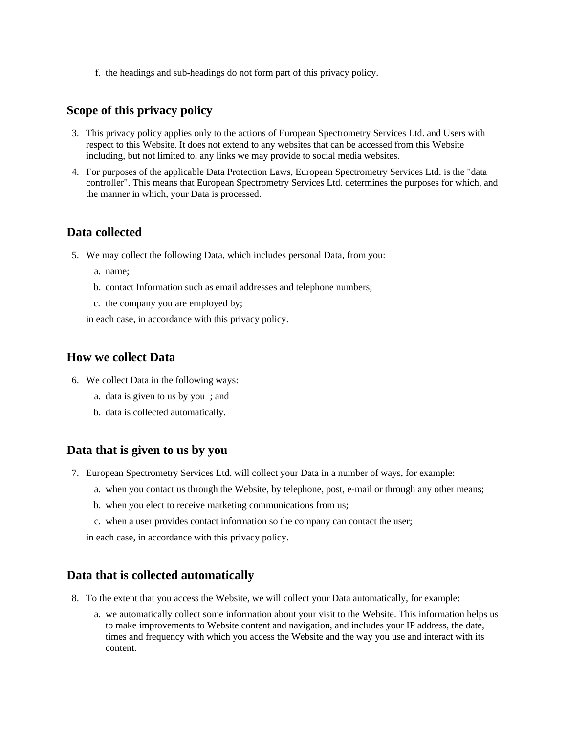f. the headings and sub-headings do not form part of this privacy policy.

## Scope of this privacy policy

3. This privacy policy applies only to the actions of European Spectrometry Services Ltd. and Users with respect to this Website. It does not extend to any websites that can be accessed from this Website including, but not limited to, any links we may provide to social media websites.
4. For purposes of the applicable Data Protection Laws, European Spectrometry Services Ltd. is the "data controller". This means that European Spectrometry Services Ltd. determines the purposes for which, and the manner in which, your Data is processed.

## Data collected

5. We may collect the following Data, which includes personal Data, from you:
   a. name;
   b. contact Information such as email addresses and telephone numbers;
   c. the company you are employed by;

   in each case, in accordance with this privacy policy.

## How we collect Data

6. We collect Data in the following ways:
   a. data is given to us by you ; and
   b. data is collected automatically.

## Data that is given to us by you

7. European Spectrometry Services Ltd. will collect your Data in a number of ways, for example:
   a. when you contact us through the Website, by telephone, post, e-mail or through any other means;
   b. when you elect to receive marketing communications from us;
   c. when a user provides contact information so the company can contact the user;

   in each case, in accordance with this privacy policy.

## Data that is collected automatically

8. To the extent that you access the Website, we will collect your Data automatically, for example:
   a. we automatically collect some information about your visit to the Website. This information helps us to make improvements to Website content and navigation, and includes your IP address, the date, times and frequency with which you access the Website and the way you use and interact with its content.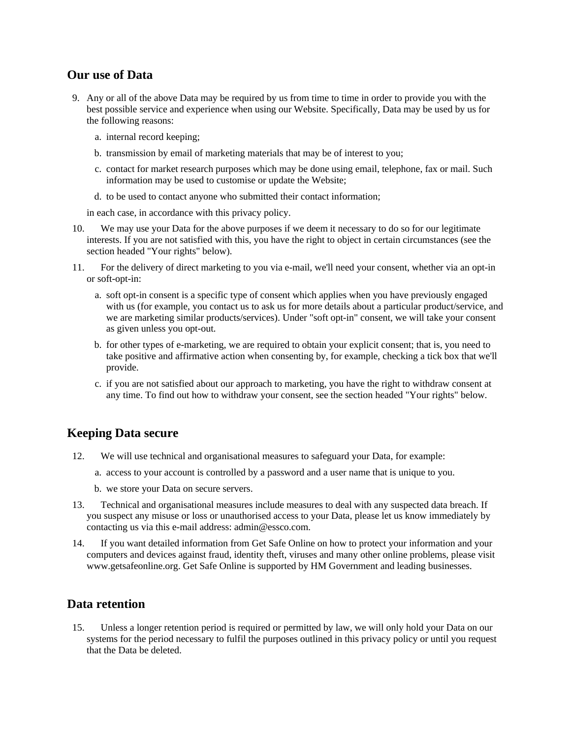## Our use of Data

9. Any or all of the above Data may be required by us from time to time in order to provide you with the best possible service and experience when using our Website. Specifically, Data may be used by us for the following reasons:

    a. internal record keeping;

    b. transmission by email of marketing materials that may be of interest to you;

    c. contact for market research purposes which may be done using email, telephone, fax or mail. Such information may be used to customise or update the Website;

    d. to be used to contact anyone who submitted their contact information;

    in each case, in accordance with this privacy policy.

10. We may use your Data for the above purposes if we deem it necessary to do so for our legitimate interests. If you are not satisfied with this, you have the right to object in certain circumstances (see the section headed "Your rights" below).

11. For the delivery of direct marketing to you via e-mail, we'll need your consent, whether via an opt-in or soft-opt-in:

    a. soft opt-in consent is a specific type of consent which applies when you have previously engaged with us (for example, you contact us to ask us for more details about a particular product/service, and we are marketing similar products/services). Under "soft opt-in" consent, we will take your consent as given unless you opt-out.

    b. for other types of e-marketing, we are required to obtain your explicit consent; that is, you need to take positive and affirmative action when consenting by, for example, checking a tick box that we'll provide.

    c. if you are not satisfied about our approach to marketing, you have the right to withdraw consent at any time. To find out how to withdraw your consent, see the section headed "Your rights" below.

## Keeping Data secure

12. We will use technical and organisational measures to safeguard your Data, for example:

    a. access to your account is controlled by a password and a user name that is unique to you.

    b. we store your Data on secure servers.

13. Technical and organisational measures include measures to deal with any suspected data breach. If you suspect any misuse or loss or unauthorised access to your Data, please let us know immediately by contacting us via this e-mail address: admin@essco.com.

14. If you want detailed information from Get Safe Online on how to protect your information and your computers and devices against fraud, identity theft, viruses and many other online problems, please visit www.getsafeonline.org. Get Safe Online is supported by HM Government and leading businesses.

## Data retention

15. Unless a longer retention period is required or permitted by law, we will only hold your Data on our systems for the period necessary to fulfil the purposes outlined in this privacy policy or until you request that the Data be deleted.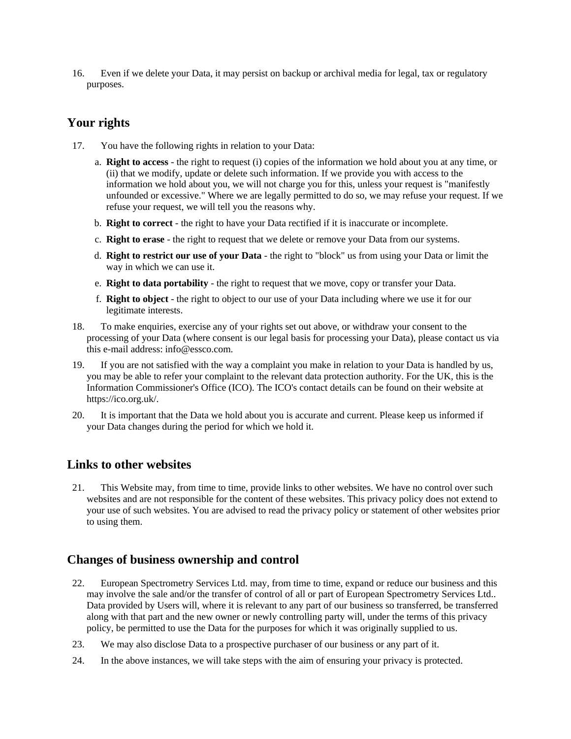16. Even if we delete your Data, it may persist on backup or archival media for legal, tax or regulatory purposes.

## Your rights

17. You have the following rights in relation to your Data:

    a. **Right to access** - the right to request (i) copies of the information we hold about you at any time, or (ii) that we modify, update or delete such information. If we provide you with access to the information we hold about you, we will not charge you for this, unless your request is "manifestly unfounded or excessive." Where we are legally permitted to do so, we may refuse your request. If we refuse your request, we will tell you the reasons why.

    b. **Right to correct** - the right to have your Data rectified if it is inaccurate or incomplete.

    c. **Right to erase** - the right to request that we delete or remove your Data from our systems.

    d. **Right to restrict our use of your Data** - the right to "block" us from using your Data or limit the way in which we can use it.

    e. **Right to data portability** - the right to request that we move, copy or transfer your Data.

    f. **Right to object** - the right to object to our use of your Data including where we use it for our legitimate interests.

18. To make enquiries, exercise any of your rights set out above, or withdraw your consent to the processing of your Data (where consent is our legal basis for processing your Data), please contact us via this e-mail address: info@essco.com.

19. If you are not satisfied with the way a complaint you make in relation to your Data is handled by us, you may be able to refer your complaint to the relevant data protection authority. For the UK, this is the Information Commissioner's Office (ICO). The ICO's contact details can be found on their website at https://ico.org.uk/.

20. It is important that the Data we hold about you is accurate and current. Please keep us informed if your Data changes during the period for which we hold it.

## Links to other websites

21. This Website may, from time to time, provide links to other websites. We have no control over such websites and are not responsible for the content of these websites. This privacy policy does not extend to your use of such websites. You are advised to read the privacy policy or statement of other websites prior to using them.

## Changes of business ownership and control

22. European Spectrometry Services Ltd. may, from time to time, expand or reduce our business and this may involve the sale and/or the transfer of control of all or part of European Spectrometry Services Ltd.. Data provided by Users will, where it is relevant to any part of our business so transferred, be transferred along with that part and the new owner or newly controlling party will, under the terms of this privacy policy, be permitted to use the Data for the purposes for which it was originally supplied to us.

23. We may also disclose Data to a prospective purchaser of our business or any part of it.

24. In the above instances, we will take steps with the aim of ensuring your privacy is protected.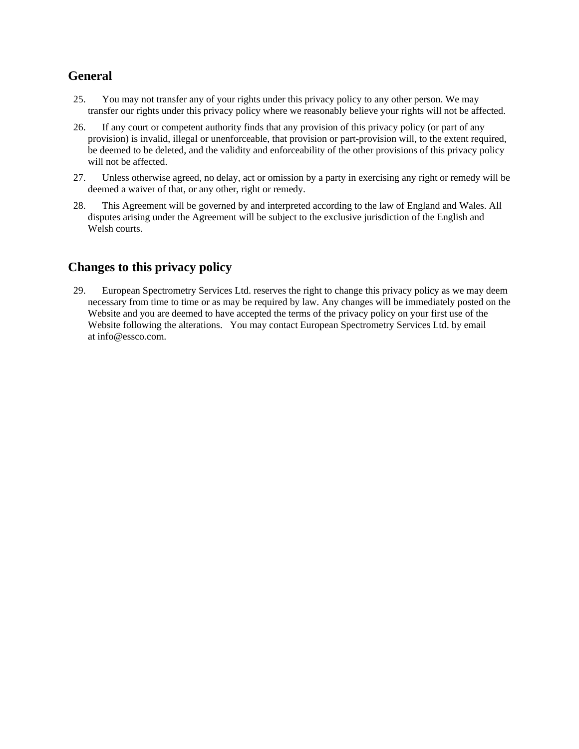## General

25. You may not transfer any of your rights under this privacy policy to any other person. We may transfer our rights under this privacy policy where we reasonably believe your rights will not be affected.
26. If any court or competent authority finds that any provision of this privacy policy (or part of any provision) is invalid, illegal or unenforceable, that provision or part-provision will, to the extent required, be deemed to be deleted, and the validity and enforceability of the other provisions of this privacy policy will not be affected.
27. Unless otherwise agreed, no delay, act or omission by a party in exercising any right or remedy will be deemed a waiver of that, or any other, right or remedy.
28. This Agreement will be governed by and interpreted according to the law of England and Wales. All disputes arising under the Agreement will be subject to the exclusive jurisdiction of the English and Welsh courts.

## Changes to this privacy policy

29. European Spectrometry Services Ltd. reserves the right to change this privacy policy as we may deem necessary from time to time or as may be required by law. Any changes will be immediately posted on the Website and you are deemed to have accepted the terms of the privacy policy on your first use of the Website following the alterations. You may contact European Spectrometry Services Ltd. by email at info@essco.com.